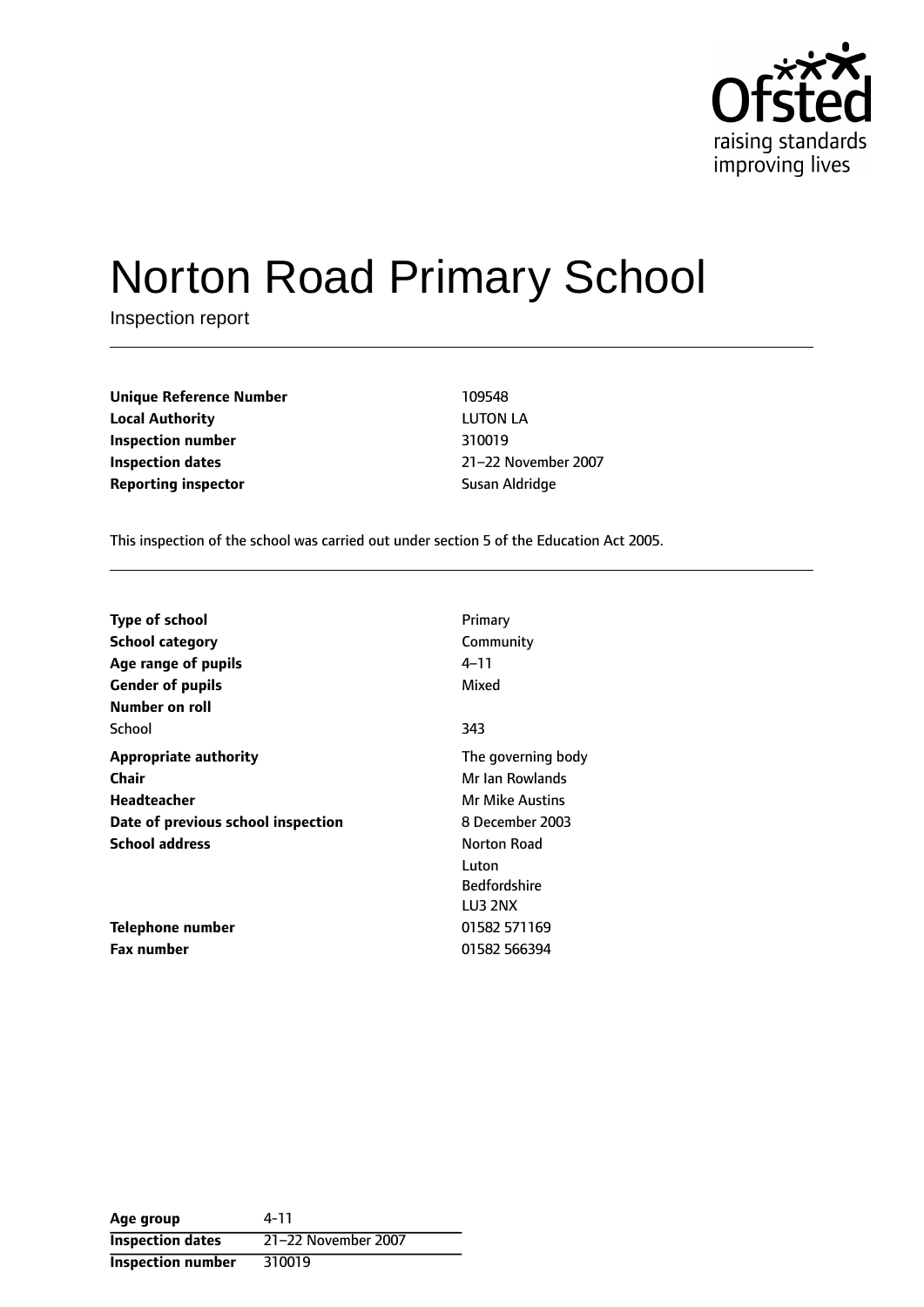Ofsted
raising standards
improving lives

# Norton Road Primary School

Inspection report

| | |
|---|---|
| **Unique Reference Number** | 109548 |
| **Local Authority** | LUTON LA |
| **Inspection number** | 310019 |
| **Inspection dates** | 21–22 November 2007 |
| **Reporting inspector** | Susan Aldridge |

This inspection of the school was carried out under section 5 of the Education Act 2005.

| | |
|---|---|
| **Type of school** | Primary |
| **School category** | Community |
| **Age range of pupils** | 4–11 |
| **Gender of pupils** | Mixed |
| **Number on roll** | |
| School | 343 |
| **Appropriate authority** | The governing body |
| **Chair** | Mr Ian Rowlands |
| **Headteacher** | Mr Mike Austins |
| **Date of previous school inspection** | 8 December 2003 |
| **School address** | Norton Road<br>Luton<br>Bedfordshire<br>LU3 2NX |
| **Telephone number** | 01582 571169 |
| **Fax number** | 01582 566394 |

| | |
|---|---|
| **Age group** | 4-11 |
| **Inspection dates** | 21–22 November 2007 |
| **Inspection number** | 310019 |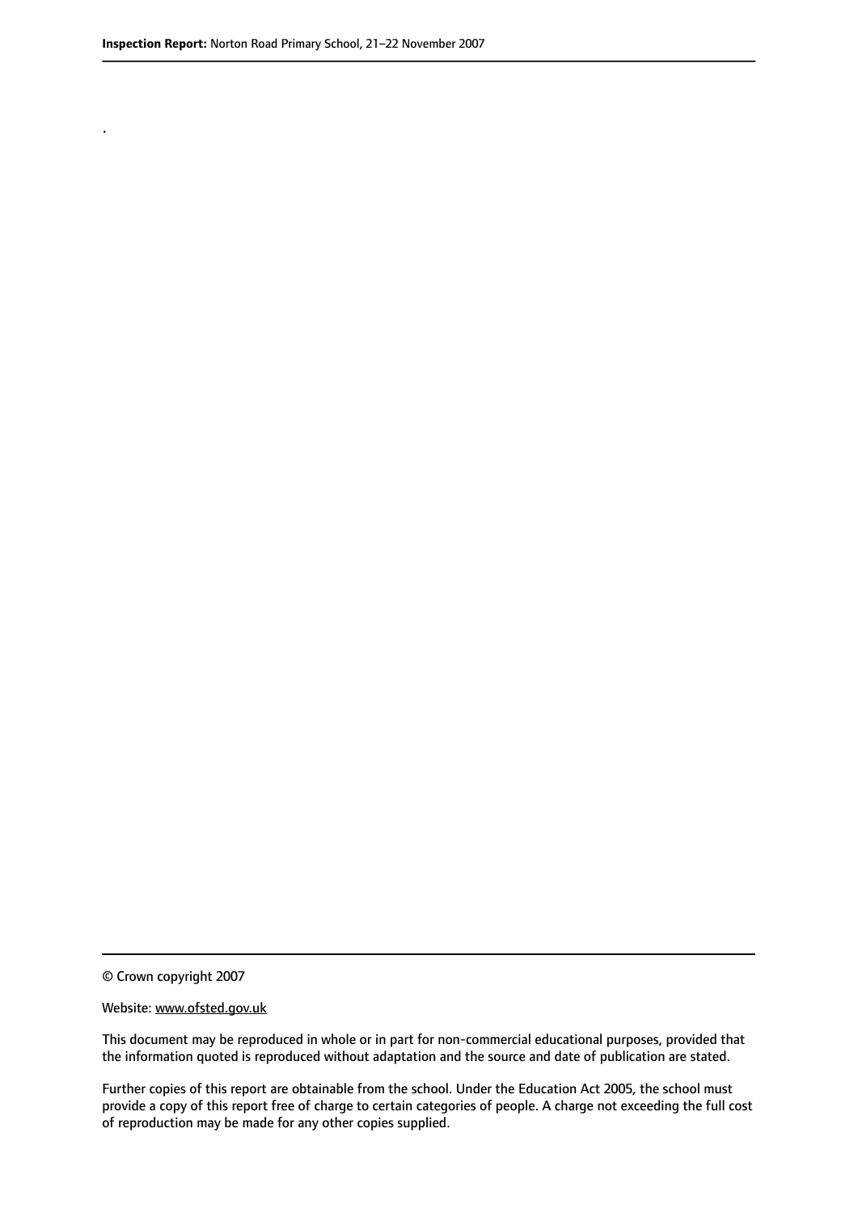.

© Crown copyright 2007

Website: www.ofsted.gov.uk

This document may be reproduced in whole or in part for non-commercial educational purposes, provided that the information quoted is reproduced without adaptation and the source and date of publication are stated.

Further copies of this report are obtainable from the school. Under the Education Act 2005, the school must provide a copy of this report free of charge to certain categories of people. A charge not exceeding the full cost of reproduction may be made for any other copies supplied.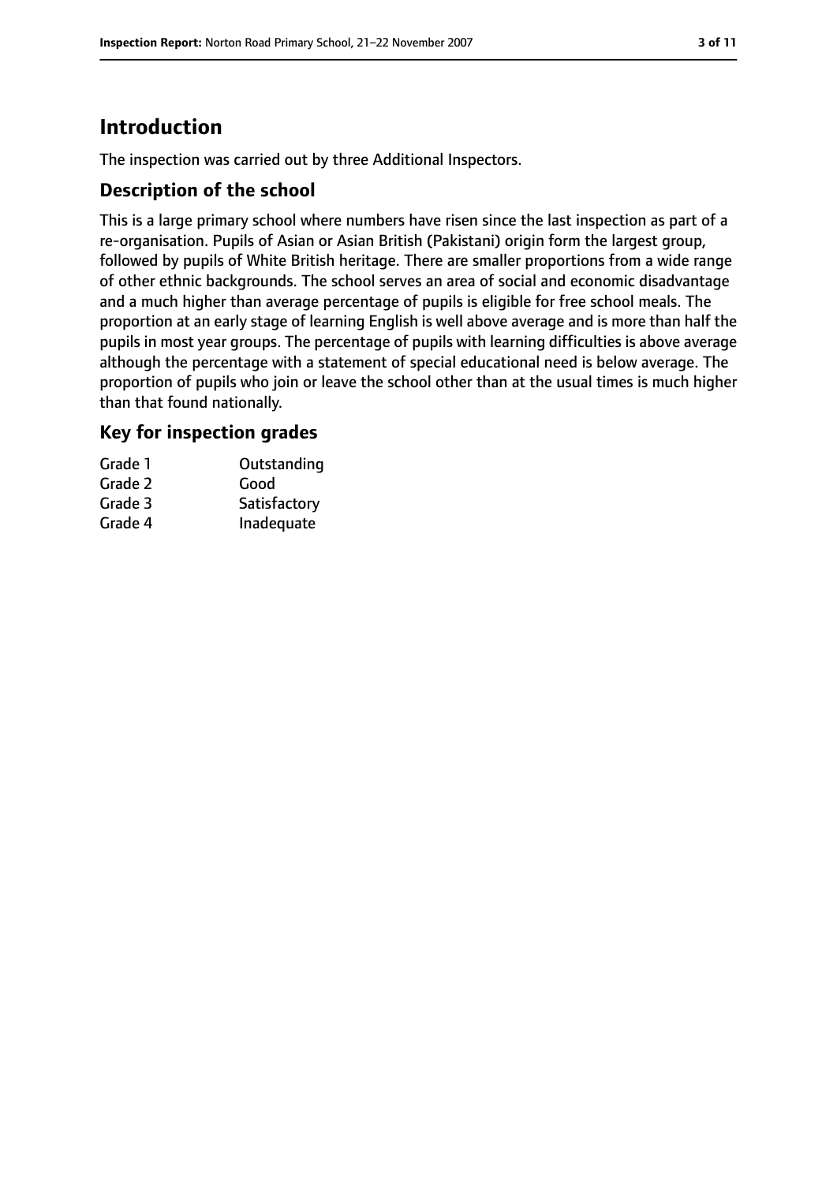# Introduction

The inspection was carried out by three Additional Inspectors.

## Description of the school

This is a large primary school where numbers have risen since the last inspection as part of a re-organisation. Pupils of Asian or Asian British (Pakistani) origin form the largest group, followed by pupils of White British heritage. There are smaller proportions from a wide range of other ethnic backgrounds. The school serves an area of social and economic disadvantage and a much higher than average percentage of pupils is eligible for free school meals. The proportion at an early stage of learning English is well above average and is more than half the pupils in most year groups. The percentage of pupils with learning difficulties is above average although the percentage with a statement of special educational need is below average. The proportion of pupils who join or leave the school other than at the usual times is much higher than that found nationally.

## Key for inspection grades

| | |
|---|---|
| Grade 1 | Outstanding |
| Grade 2 | Good |
| Grade 3 | Satisfactory |
| Grade 4 | Inadequate |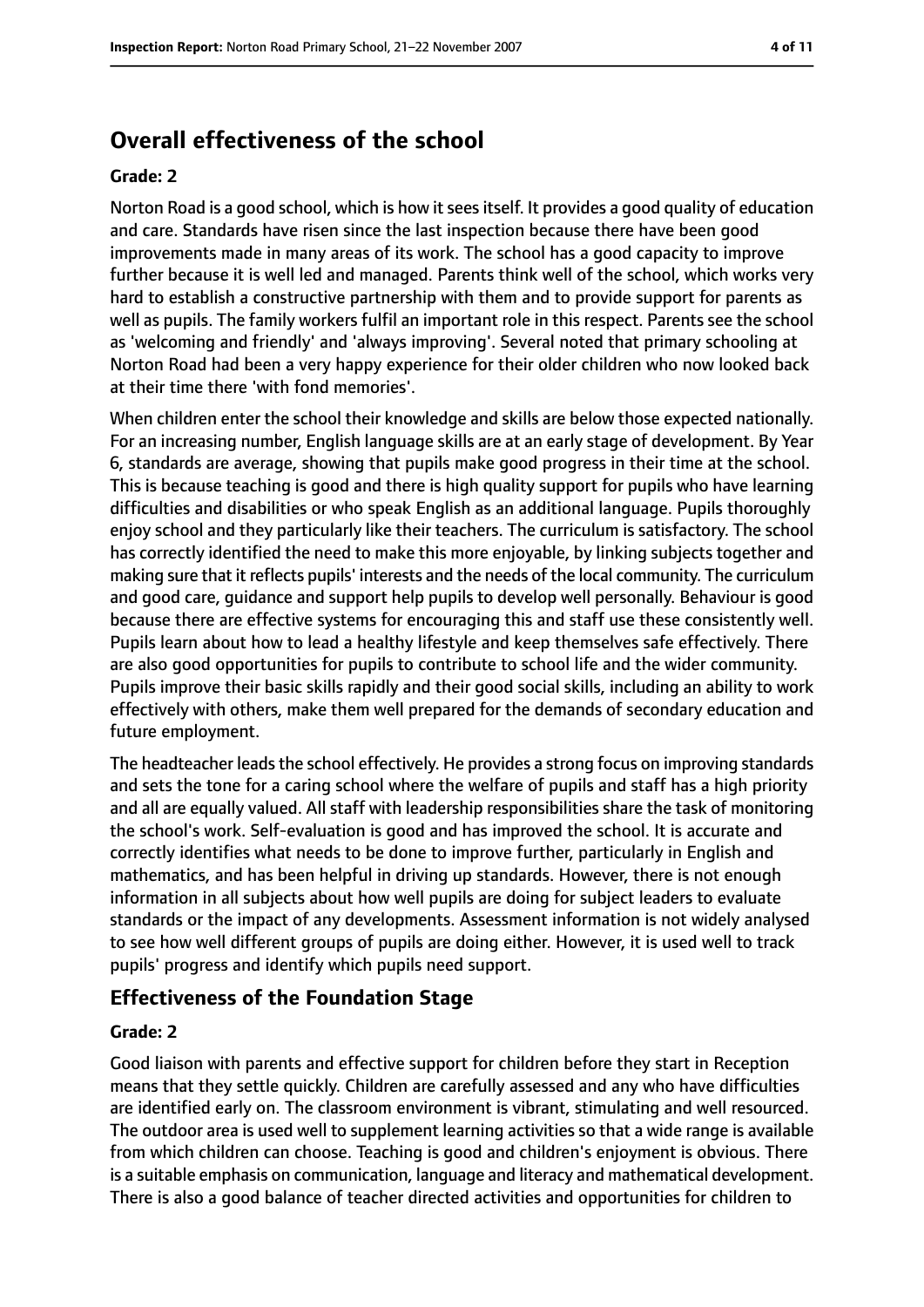# Overall effectiveness of the school

**Grade: 2**

Norton Road is a good school, which is how it sees itself. It provides a good quality of education and care. Standards have risen since the last inspection because there have been good improvements made in many areas of its work. The school has a good capacity to improve further because it is well led and managed. Parents think well of the school, which works very hard to establish a constructive partnership with them and to provide support for parents as well as pupils. The family workers fulfil an important role in this respect. Parents see the school as 'welcoming and friendly' and 'always improving'. Several noted that primary schooling at Norton Road had been a very happy experience for their older children who now looked back at their time there 'with fond memories'.

When children enter the school their knowledge and skills are below those expected nationally. For an increasing number, English language skills are at an early stage of development. By Year 6, standards are average, showing that pupils make good progress in their time at the school. This is because teaching is good and there is high quality support for pupils who have learning difficulties and disabilities or who speak English as an additional language. Pupils thoroughly enjoy school and they particularly like their teachers. The curriculum is satisfactory. The school has correctly identified the need to make this more enjoyable, by linking subjects together and making sure that it reflects pupils' interests and the needs of the local community. The curriculum and good care, guidance and support help pupils to develop well personally. Behaviour is good because there are effective systems for encouraging this and staff use these consistently well. Pupils learn about how to lead a healthy lifestyle and keep themselves safe effectively. There are also good opportunities for pupils to contribute to school life and the wider community. Pupils improve their basic skills rapidly and their good social skills, including an ability to work effectively with others, make them well prepared for the demands of secondary education and future employment.

The headteacher leads the school effectively. He provides a strong focus on improving standards and sets the tone for a caring school where the welfare of pupils and staff has a high priority and all are equally valued. All staff with leadership responsibilities share the task of monitoring the school's work. Self-evaluation is good and has improved the school. It is accurate and correctly identifies what needs to be done to improve further, particularly in English and mathematics, and has been helpful in driving up standards. However, there is not enough information in all subjects about how well pupils are doing for subject leaders to evaluate standards or the impact of any developments. Assessment information is not widely analysed to see how well different groups of pupils are doing either. However, it is used well to track pupils' progress and identify which pupils need support.

## Effectiveness of the Foundation Stage

**Grade: 2**

Good liaison with parents and effective support for children before they start in Reception means that they settle quickly. Children are carefully assessed and any who have difficulties are identified early on. The classroom environment is vibrant, stimulating and well resourced. The outdoor area is used well to supplement learning activities so that a wide range is available from which children can choose. Teaching is good and children's enjoyment is obvious. There is a suitable emphasis on communication, language and literacy and mathematical development. There is also a good balance of teacher directed activities and opportunities for children to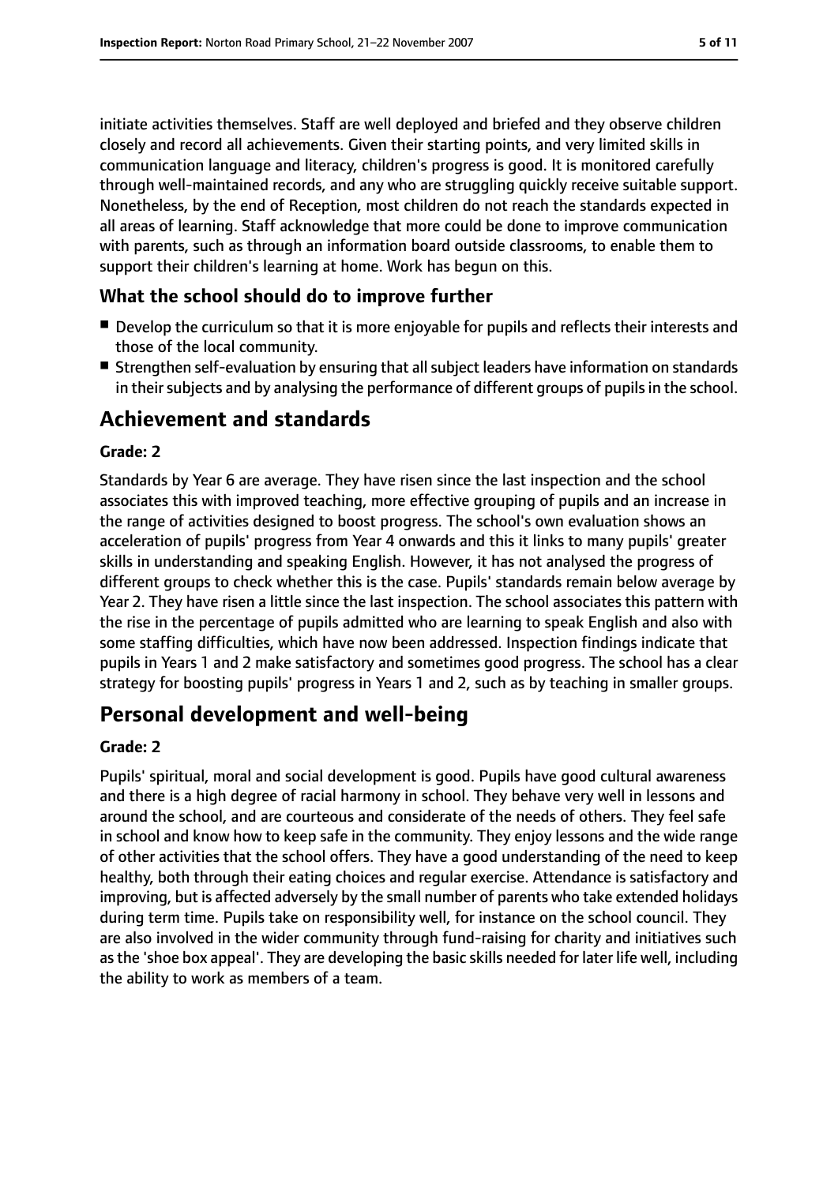initiate activities themselves. Staff are well deployed and briefed and they observe children closely and record all achievements. Given their starting points, and very limited skills in communication language and literacy, children's progress is good. It is monitored carefully through well-maintained records, and any who are struggling quickly receive suitable support. Nonetheless, by the end of Reception, most children do not reach the standards expected in all areas of learning. Staff acknowledge that more could be done to improve communication with parents, such as through an information board outside classrooms, to enable them to support their children's learning at home. Work has begun on this.

### What the school should do to improve further

- Develop the curriculum so that it is more enjoyable for pupils and reflects their interests and those of the local community.
- Strengthen self-evaluation by ensuring that all subject leaders have information on standards in their subjects and by analysing the performance of different groups of pupils in the school.

## Achievement and standards

#### Grade: 2

Standards by Year 6 are average. They have risen since the last inspection and the school associates this with improved teaching, more effective grouping of pupils and an increase in the range of activities designed to boost progress. The school's own evaluation shows an acceleration of pupils' progress from Year 4 onwards and this it links to many pupils' greater skills in understanding and speaking English. However, it has not analysed the progress of different groups to check whether this is the case. Pupils' standards remain below average by Year 2. They have risen a little since the last inspection. The school associates this pattern with the rise in the percentage of pupils admitted who are learning to speak English and also with some staffing difficulties, which have now been addressed. Inspection findings indicate that pupils in Years 1 and 2 make satisfactory and sometimes good progress. The school has a clear strategy for boosting pupils' progress in Years 1 and 2, such as by teaching in smaller groups.

## Personal development and well-being

#### Grade: 2

Pupils' spiritual, moral and social development is good. Pupils have good cultural awareness and there is a high degree of racial harmony in school. They behave very well in lessons and around the school, and are courteous and considerate of the needs of others. They feel safe in school and know how to keep safe in the community. They enjoy lessons and the wide range of other activities that the school offers. They have a good understanding of the need to keep healthy, both through their eating choices and regular exercise. Attendance is satisfactory and improving, but is affected adversely by the small number of parents who take extended holidays during term time. Pupils take on responsibility well, for instance on the school council. They are also involved in the wider community through fund-raising for charity and initiatives such as the 'shoe box appeal'. They are developing the basic skills needed for later life well, including the ability to work as members of a team.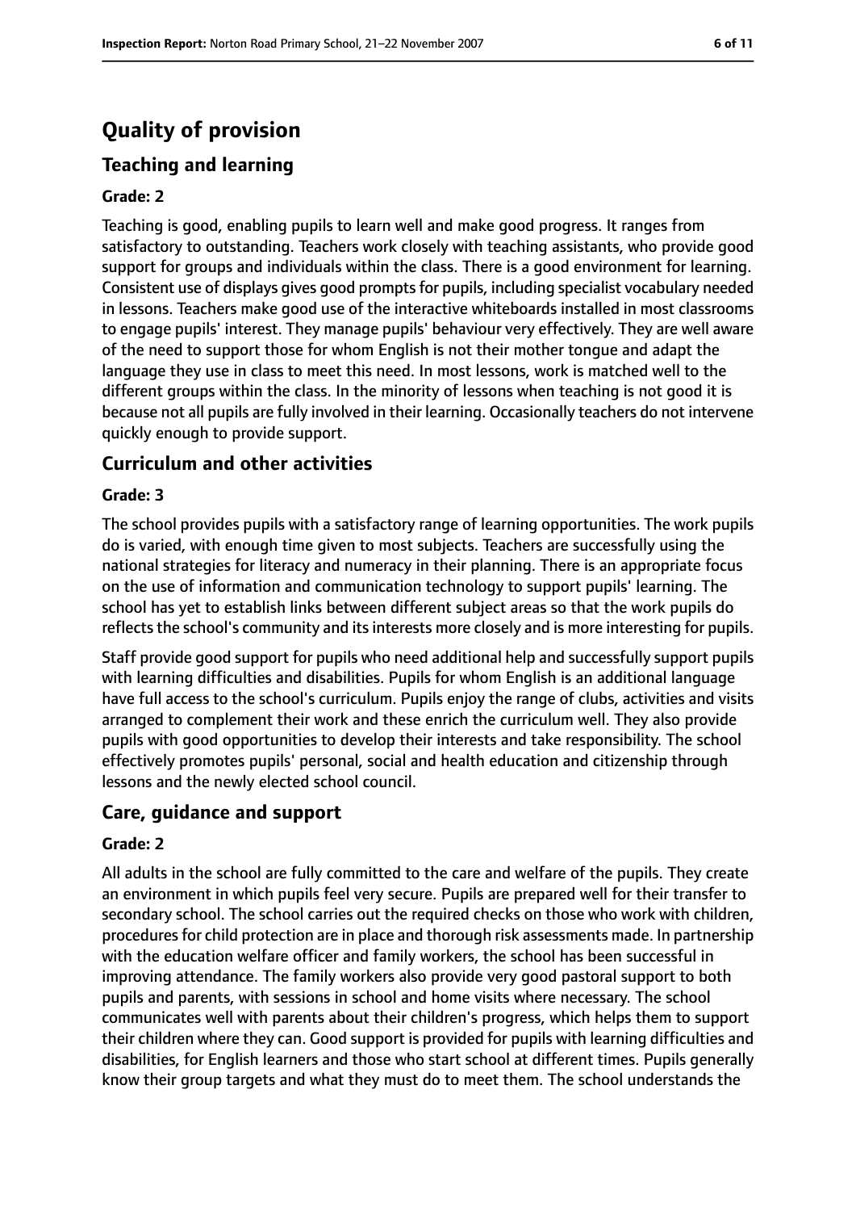# Quality of provision

## Teaching and learning

### Grade: 2

Teaching is good, enabling pupils to learn well and make good progress. It ranges from satisfactory to outstanding. Teachers work closely with teaching assistants, who provide good support for groups and individuals within the class. There is a good environment for learning. Consistent use of displays gives good prompts for pupils, including specialist vocabulary needed in lessons. Teachers make good use of the interactive whiteboards installed in most classrooms to engage pupils' interest. They manage pupils' behaviour very effectively. They are well aware of the need to support those for whom English is not their mother tongue and adapt the language they use in class to meet this need. In most lessons, work is matched well to the different groups within the class. In the minority of lessons when teaching is not good it is because not all pupils are fully involved in their learning. Occasionally teachers do not intervene quickly enough to provide support.

## Curriculum and other activities

### Grade: 3

The school provides pupils with a satisfactory range of learning opportunities. The work pupils do is varied, with enough time given to most subjects. Teachers are successfully using the national strategies for literacy and numeracy in their planning. There is an appropriate focus on the use of information and communication technology to support pupils' learning. The school has yet to establish links between different subject areas so that the work pupils do reflects the school's community and its interests more closely and is more interesting for pupils.

Staff provide good support for pupils who need additional help and successfully support pupils with learning difficulties and disabilities. Pupils for whom English is an additional language have full access to the school's curriculum. Pupils enjoy the range of clubs, activities and visits arranged to complement their work and these enrich the curriculum well. They also provide pupils with good opportunities to develop their interests and take responsibility. The school effectively promotes pupils' personal, social and health education and citizenship through lessons and the newly elected school council.

## Care, guidance and support

### Grade: 2

All adults in the school are fully committed to the care and welfare of the pupils. They create an environment in which pupils feel very secure. Pupils are prepared well for their transfer to secondary school. The school carries out the required checks on those who work with children, procedures for child protection are in place and thorough risk assessments made. In partnership with the education welfare officer and family workers, the school has been successful in improving attendance. The family workers also provide very good pastoral support to both pupils and parents, with sessions in school and home visits where necessary. The school communicates well with parents about their children's progress, which helps them to support their children where they can. Good support is provided for pupils with learning difficulties and disabilities, for English learners and those who start school at different times. Pupils generally know their group targets and what they must do to meet them. The school understands the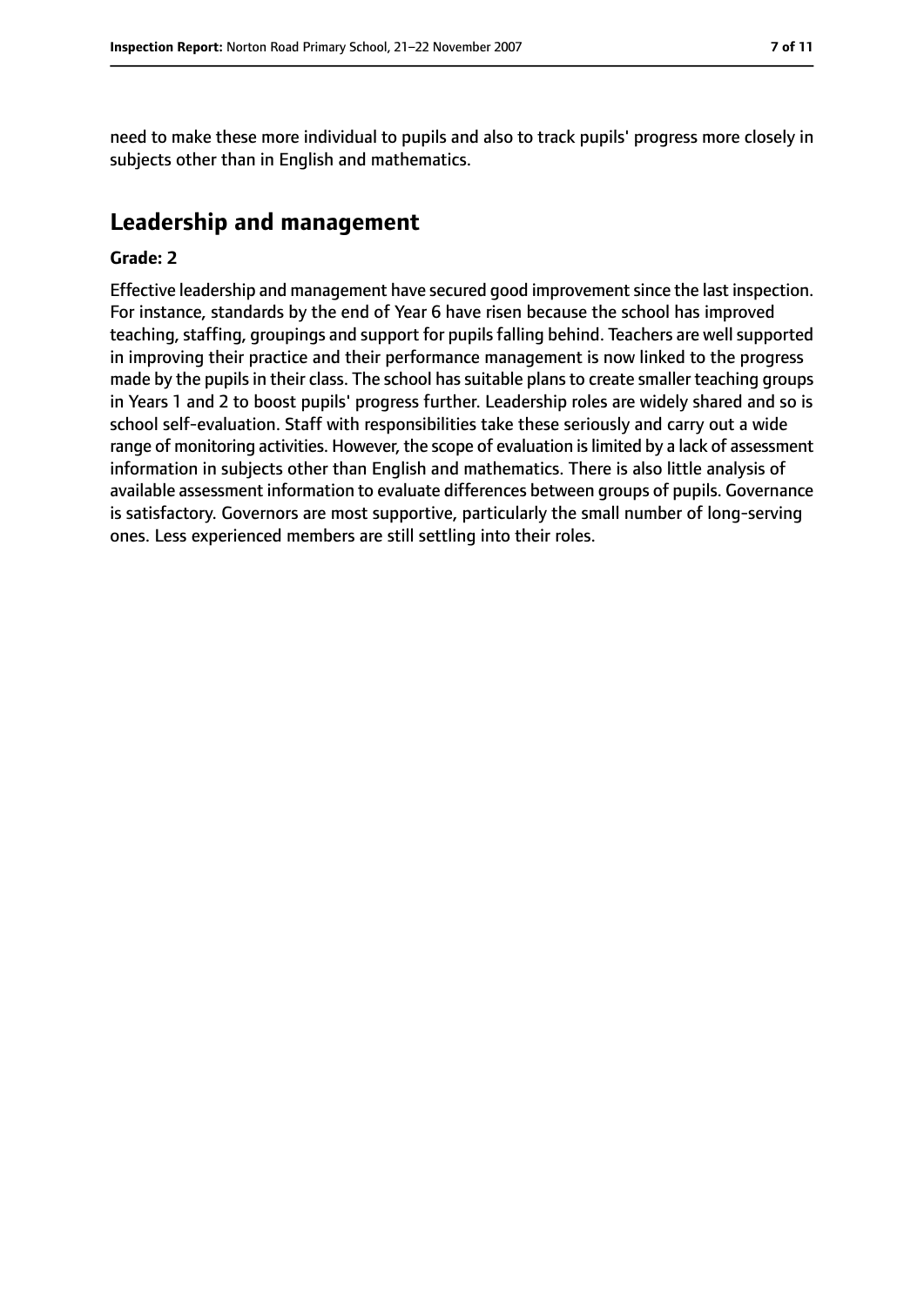need to make these more individual to pupils and also to track pupils' progress more closely in subjects other than in English and mathematics.

## Leadership and management

**Grade: 2**

Effective leadership and management have secured good improvement since the last inspection. For instance, standards by the end of Year 6 have risen because the school has improved teaching, staffing, groupings and support for pupils falling behind. Teachers are well supported in improving their practice and their performance management is now linked to the progress made by the pupils in their class. The school has suitable plans to create smaller teaching groups in Years 1 and 2 to boost pupils' progress further. Leadership roles are widely shared and so is school self-evaluation. Staff with responsibilities take these seriously and carry out a wide range of monitoring activities. However, the scope of evaluation is limited by a lack of assessment information in subjects other than English and mathematics. There is also little analysis of available assessment information to evaluate differences between groups of pupils. Governance is satisfactory. Governors are most supportive, particularly the small number of long-serving ones. Less experienced members are still settling into their roles.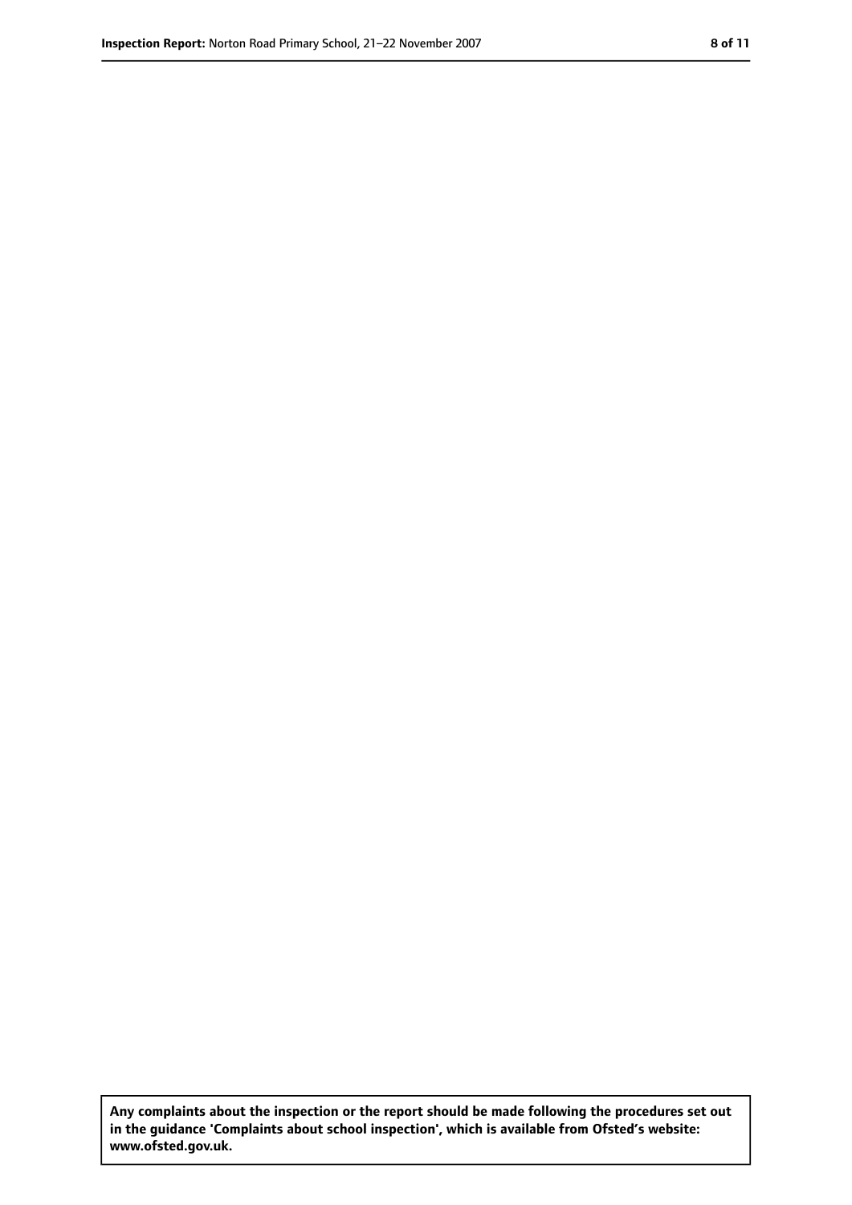**Any complaints about the inspection or the report should be made following the procedures set out in the guidance 'Complaints about school inspection', which is available from Ofsted's website: www.ofsted.gov.uk.**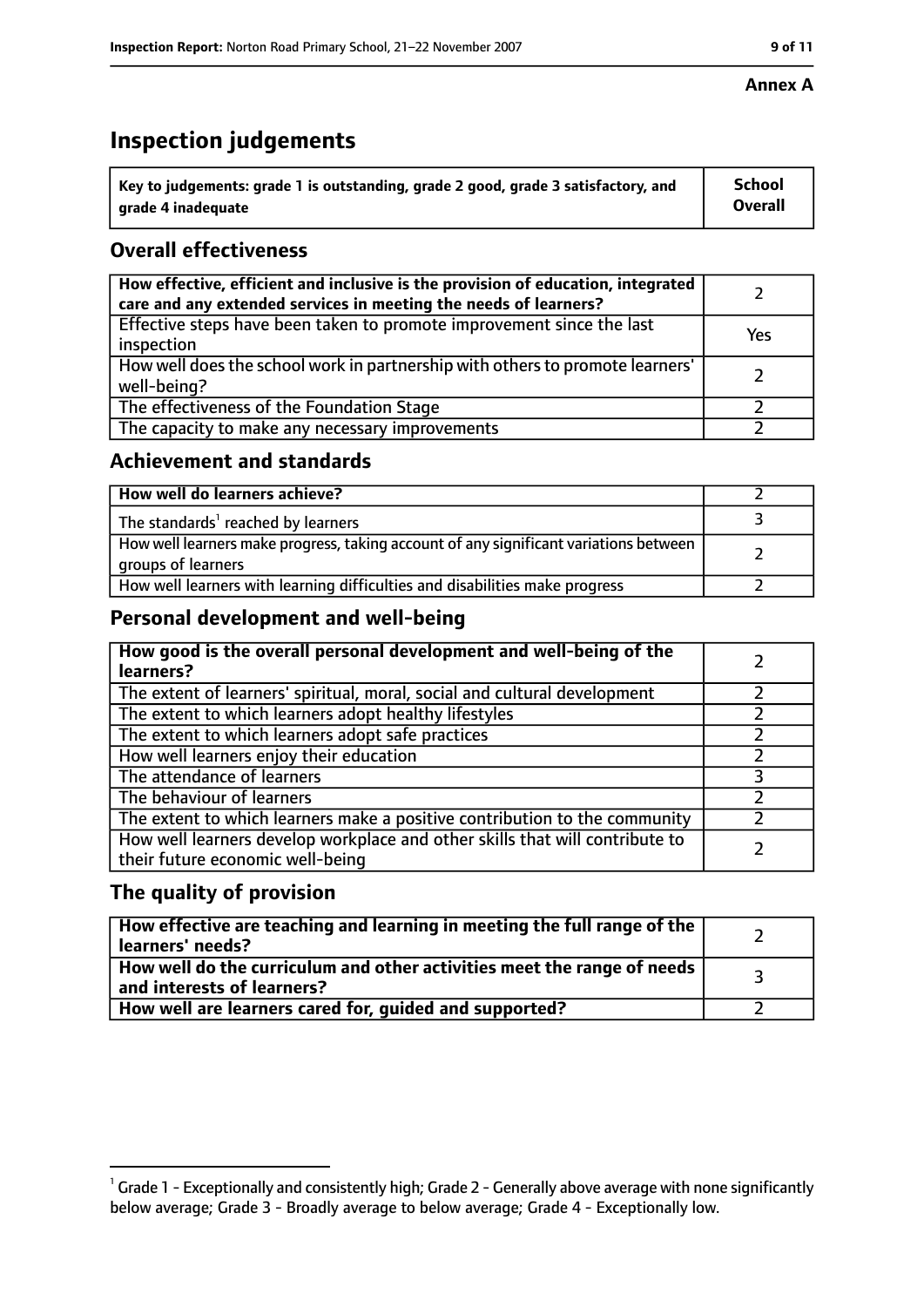**Annex A**

# Inspection judgements

| Key to judgements: grade 1 is outstanding, grade 2 good, grade 3 satisfactory, and grade 4 inadequate | School Overall |
|---|---|

## Overall effectiveness

| | |
|---|---|
| How effective, efficient and inclusive is the provision of education, integrated care and any extended services in meeting the needs of learners? | 2 |
| Effective steps have been taken to promote improvement since the last inspection | Yes |
| How well does the school work in partnership with others to promote learners' well-being? | 2 |
| The effectiveness of the Foundation Stage | 2 |
| The capacity to make any necessary improvements | 2 |

## Achievement and standards

| | |
|---|---|
| How well do learners achieve? | 2 |
| The standards[1] reached by learners | 3 |
| How well learners make progress, taking account of any significant variations between groups of learners | 2 |
| How well learners with learning difficulties and disabilities make progress | 2 |

## Personal development and well-being

| | |
|---|---|
| How good is the overall personal development and well-being of the learners? | 2 |
| The extent of learners' spiritual, moral, social and cultural development | 2 |
| The extent to which learners adopt healthy lifestyles | 2 |
| The extent to which learners adopt safe practices | 2 |
| How well learners enjoy their education | 2 |
| The attendance of learners | 3 |
| The behaviour of learners | 2 |
| The extent to which learners make a positive contribution to the community | 2 |
| How well learners develop workplace and other skills that will contribute to their future economic well-being | 2 |

## The quality of provision

| | |
|---|---|
| How effective are teaching and learning in meeting the full range of the learners' needs? | 2 |
| How well do the curriculum and other activities meet the range of needs and interests of learners? | 3 |
| How well are learners cared for, guided and supported? | 2 |

[1] Grade 1 - Exceptionally and consistently high; Grade 2 - Generally above average with none significantly below average; Grade 3 - Broadly average to below average; Grade 4 - Exceptionally low.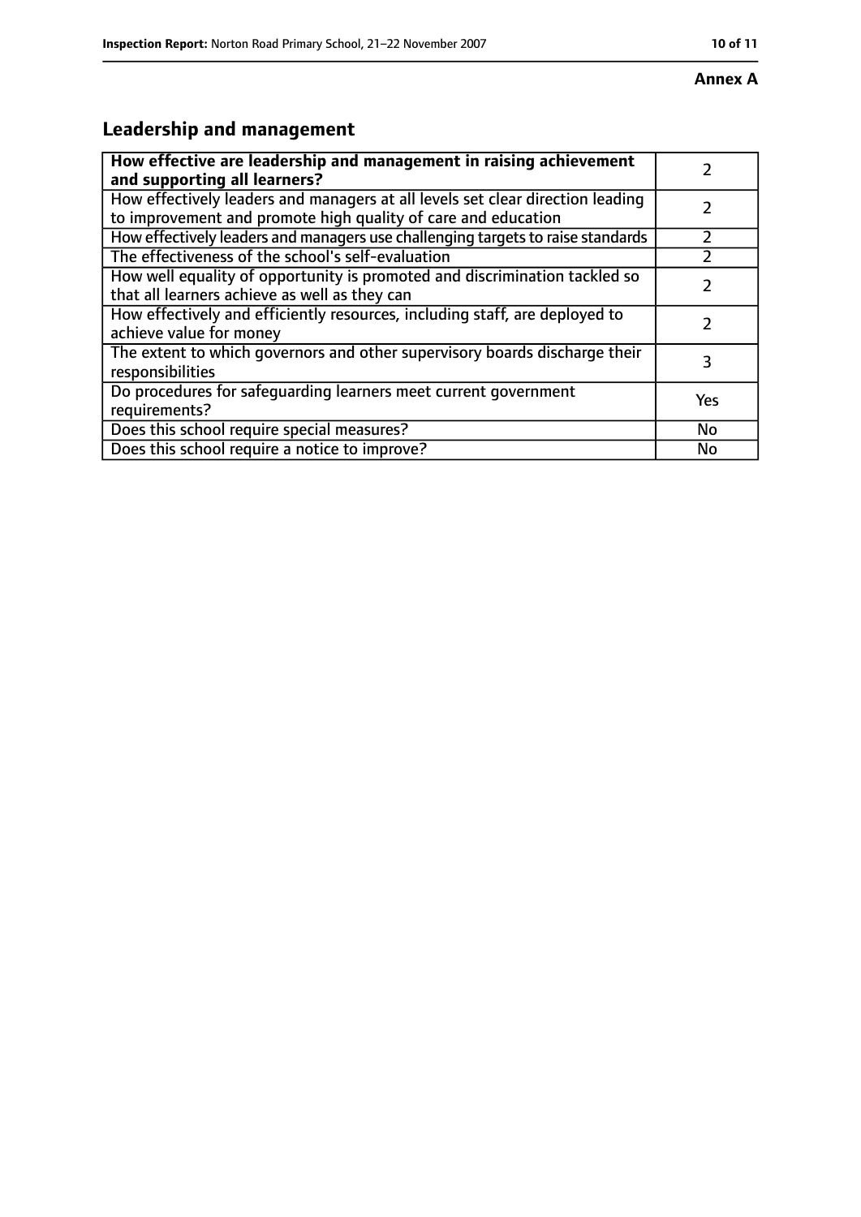**Annex A**

## Leadership and management

| **How effective are leadership and management in raising achievement and supporting all learners?** | 2 |
| --- | --- |
| How effectively leaders and managers at all levels set clear direction leading to improvement and promote high quality of care and education | 2 |
| How effectively leaders and managers use challenging targets to raise standards | 2 |
| The effectiveness of the school's self-evaluation | 2 |
| How well equality of opportunity is promoted and discrimination tackled so that all learners achieve as well as they can | 2 |
| How effectively and efficiently resources, including staff, are deployed to achieve value for money | 2 |
| The extent to which governors and other supervisory boards discharge their responsibilities | 3 |
| Do procedures for safeguarding learners meet current government requirements? | Yes |
| Does this school require special measures? | No |
| Does this school require a notice to improve? | No |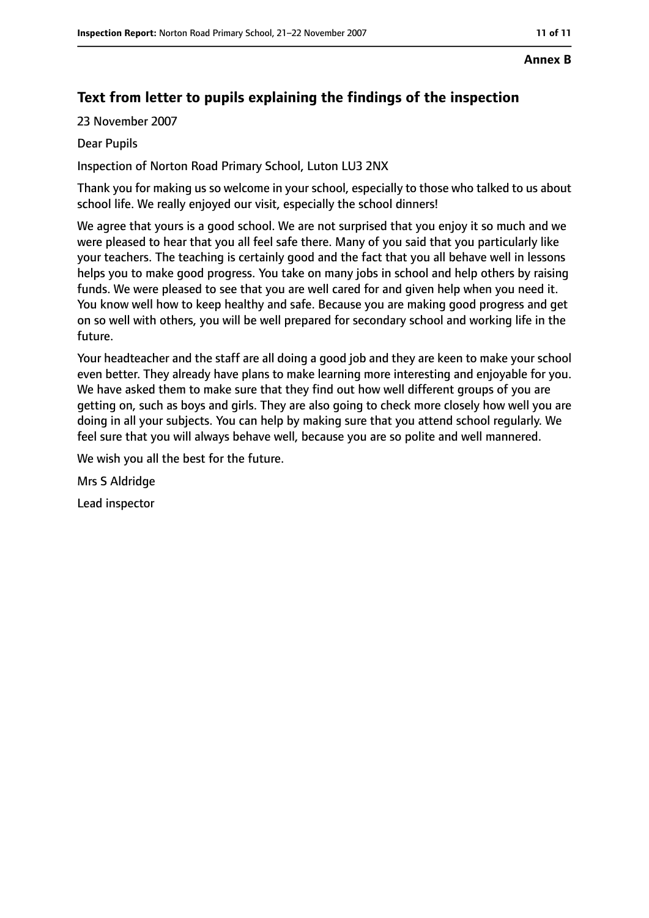**Annex B**

## Text from letter to pupils explaining the findings of the inspection

23 November 2007

Dear Pupils

Inspection of Norton Road Primary School, Luton LU3 2NX

Thank you for making us so welcome in your school, especially to those who talked to us about school life. We really enjoyed our visit, especially the school dinners!

We agree that yours is a good school. We are not surprised that you enjoy it so much and we were pleased to hear that you all feel safe there. Many of you said that you particularly like your teachers. The teaching is certainly good and the fact that you all behave well in lessons helps you to make good progress. You take on many jobs in school and help others by raising funds. We were pleased to see that you are well cared for and given help when you need it. You know well how to keep healthy and safe. Because you are making good progress and get on so well with others, you will be well prepared for secondary school and working life in the future.

Your headteacher and the staff are all doing a good job and they are keen to make your school even better. They already have plans to make learning more interesting and enjoyable for you. We have asked them to make sure that they find out how well different groups of you are getting on, such as boys and girls. They are also going to check more closely how well you are doing in all your subjects. You can help by making sure that you attend school regularly. We feel sure that you will always behave well, because you are so polite and well mannered.

We wish you all the best for the future.

Mrs S Aldridge

Lead inspector